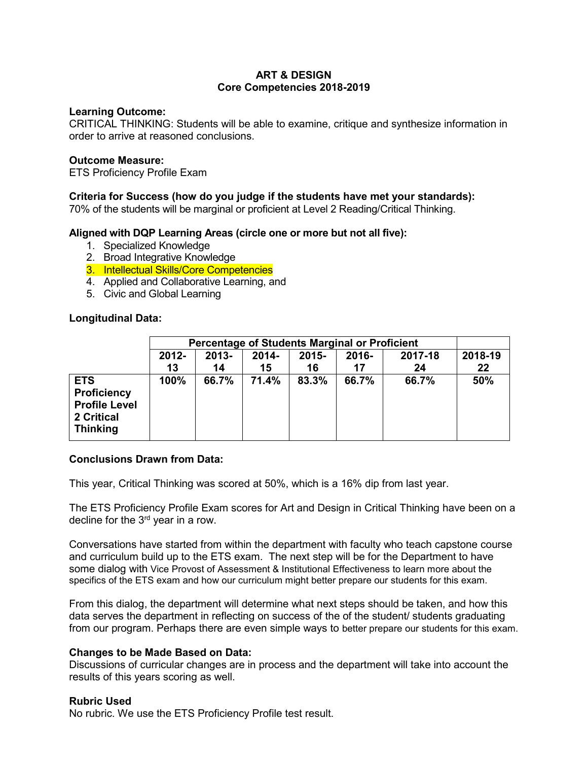**ART & DESIGN**
**Core Competencies 2018-2019**

**Learning Outcome:**
CRITICAL THINKING: Students will be able to examine, critique and synthesize information in order to arrive at reasoned conclusions.

**Outcome Measure:**
ETS Proficiency Profile Exam

**Criteria for Success (how do you judge if the students have met your standards):**
70% of the students will be marginal or proficient at Level 2 Reading/Critical Thinking.

**Aligned with DQP Learning Areas (circle one or more but not all five):**

1. Specialized Knowledge
2. Broad Integrative Knowledge
3. Intellectual Skills/Core Competencies
4. Applied and Collaborative Learning, and
5. Civic and Global Learning

**Longitudinal Data:**

| | Percentage of Students Marginal or Proficient | | | | | | |
|---|---|---|---|---|---|---|---|
| | **2012-13** | **2013-14** | **2014-15** | **2015-16** | **2016-17** | **2017-18 24** | **2018-19 22** |
| **ETS Proficiency Profile Level 2 Critical Thinking** | **100%** | **66.7%** | **71.4%** | **83.3%** | **66.7%** | **66.7%** | **50%** |

**Conclusions Drawn from Data:**

This year, Critical Thinking was scored at 50%, which is a 16% dip from last year.

The ETS Proficiency Profile Exam scores for Art and Design in Critical Thinking have been on a decline for the 3rd year in a row.

Conversations have started from within the department with faculty who teach capstone course and curriculum build up to the ETS exam. The next step will be for the Department to have some dialog with Vice Provost of Assessment & Institutional Effectiveness to learn more about the specifics of the ETS exam and how our curriculum might better prepare our students for this exam.

From this dialog, the department will determine what next steps should be taken, and how this data serves the department in reflecting on success of the of the student/ students graduating from our program. Perhaps there are even simple ways to better prepare our students for this exam.

**Changes to be Made Based on Data:**
Discussions of curricular changes are in process and the department will take into account the results of this years scoring as well.

**Rubric Used**
No rubric. We use the ETS Proficiency Profile test result.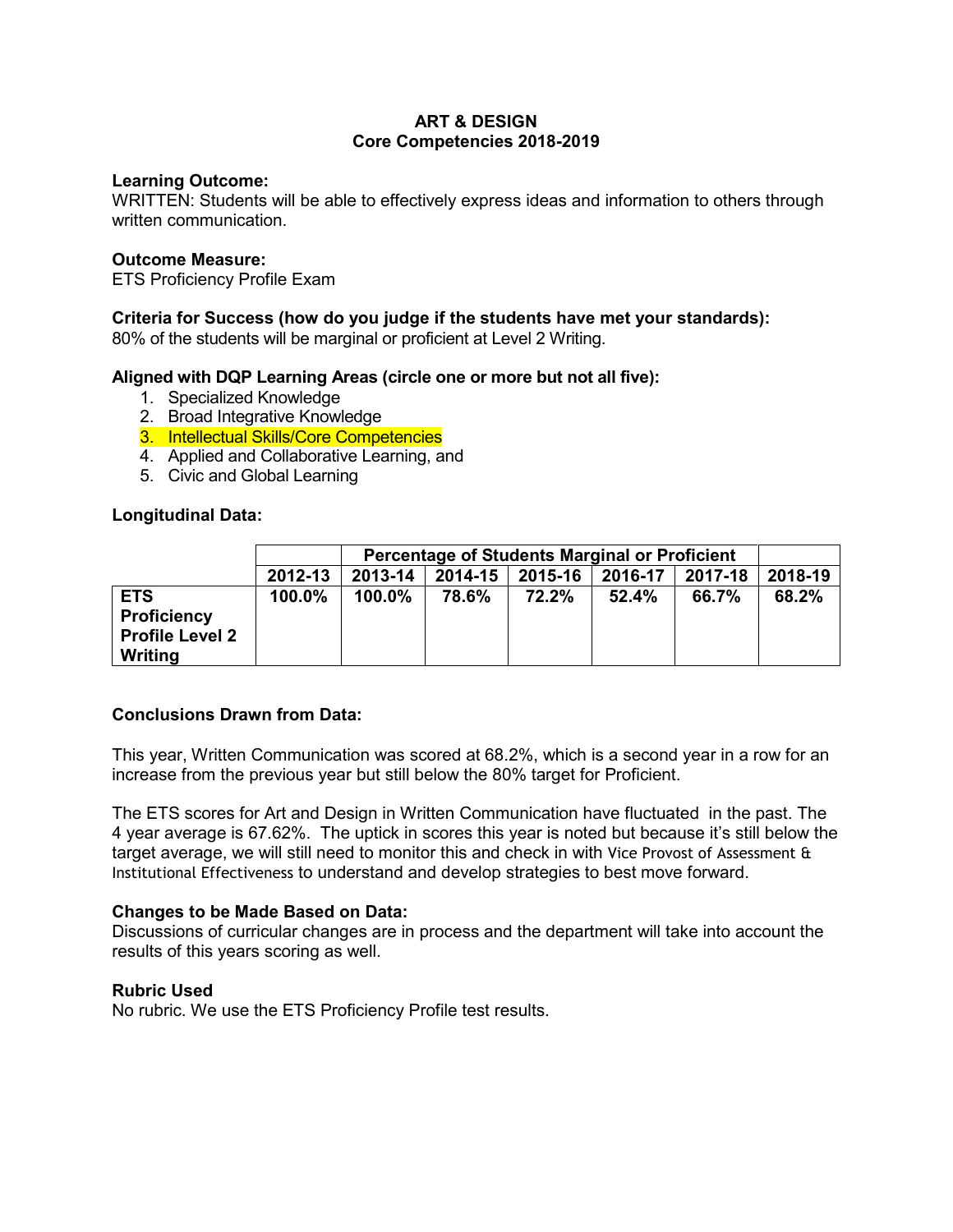# ART & DESIGN
## Core Competencies 2018-2019

**Learning Outcome:**
WRITTEN: Students will be able to effectively express ideas and information to others through written communication.

**Outcome Measure:**
ETS Proficiency Profile Exam

**Criteria for Success (how do you judge if the students have met your standards):**
80% of the students will be marginal or proficient at Level 2 Writing.

**Aligned with DQP Learning Areas (circle one or more but not all five):**

1. Specialized Knowledge
2. Broad Integrative Knowledge
3. Intellectual Skills/Core Competencies
4. Applied and Collaborative Learning, and
5. Civic and Global Learning

**Longitudinal Data:**

| | | Percentage of Students Marginal or Proficient | | | | | |
|---|---|---|---|---|---|---|---|
| | **2012-13** | **2013-14** | **2014-15** | **2015-16** | **2016-17** | **2017-18** | **2018-19** |
| **ETS Proficiency Profile Level 2 Writing** | **100.0%** | **100.0%** | **78.6%** | **72.2%** | **52.4%** | **66.7%** | **68.2%** |

**Conclusions Drawn from Data:**

This year, Written Communication was scored at 68.2%, which is a second year in a row for an increase from the previous year but still below the 80% target for Proficient.

The ETS scores for Art and Design in Written Communication have fluctuated in the past. The 4 year average is 67.62%. The uptick in scores this year is noted but because it's still below the target average, we will still need to monitor this and check in with Vice Provost of Assessment & Institutional Effectiveness to understand and develop strategies to best move forward.

**Changes to be Made Based on Data:**
Discussions of curricular changes are in process and the department will take into account the results of this years scoring as well.

**Rubric Used**
No rubric. We use the ETS Proficiency Profile test results.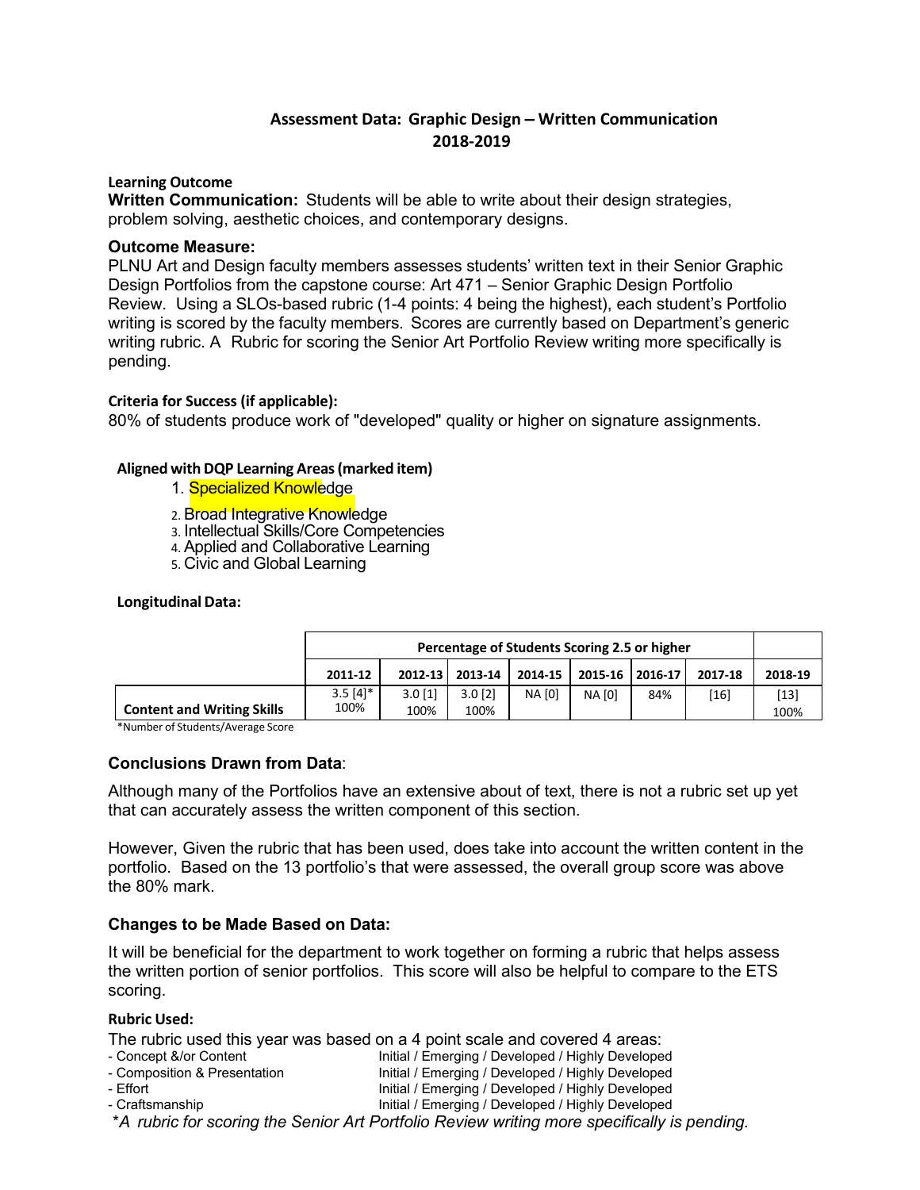## Assessment Data: Graphic Design – Written Communication
## 2018-2019

**Learning Outcome**

**Written Communication:** Students will be able to write about their design strategies, problem solving, aesthetic choices, and contemporary designs.

### Outcome Measure:

PLNU Art and Design faculty members assesses students' written text in their Senior Graphic Design Portfolios from the capstone course: Art 471 – Senior Graphic Design Portfolio Review. Using a SLOs-based rubric (1-4 points: 4 being the highest), each student's Portfolio writing is scored by the faculty members. Scores are currently based on Department's generic writing rubric. A Rubric for scoring the Senior Art Portfolio Review writing more specifically is pending.

**Criteria for Success (if applicable):**

80% of students produce work of "developed" quality or higher on signature assignments.

**Aligned with DQP Learning Areas (marked item)**

1. Specialized Knowledge
2. Broad Integrative Knowledge
3. Intellectual Skills/Core Competencies
4. Applied and Collaborative Learning
5. Civic and Global Learning

**Longitudinal Data:**

| | Percentage of Students Scoring 2.5 or higher | | | | | | | |
|---|---|---|---|---|---|---|---|---|
| | 2011-12 | 2012-13 | 2013-14 | 2014-15 | 2015-16 | 2016-17 | 2017-18 | 2018-19 |
| **Content and Writing Skills** | 3.5 [4]* 100% | 3.0 [1] 100% | 3.0 [2] 100% | NA [0] | NA [0] | 84% | [16] | [13] 100% |

*Number of Students/Average Score

### Conclusions Drawn from Data:

Although many of the Portfolios have an extensive about of text, there is not a rubric set up yet that can accurately assess the written component of this section.

However, Given the rubric that has been used, does take into account the written content in the portfolio. Based on the 13 portfolio's that were assessed, the overall group score was above the 80% mark.

### Changes to be Made Based on Data:

It will be beneficial for the department to work together on forming a rubric that helps assess the written portion of senior portfolios. This score will also be helpful to compare to the ETS scoring.

**Rubric Used:**

The rubric used this year was based on a 4 point scale and covered 4 areas:

- Concept &/or Content — Initial / Emerging / Developed / Highly Developed
- Composition & Presentation — Initial / Emerging / Developed / Highly Developed
- Effort — Initial / Emerging / Developed / Highly Developed
- Craftsmanship — Initial / Emerging / Developed / Highly Developed

**A rubric for scoring the Senior Art Portfolio Review writing more specifically is pending.*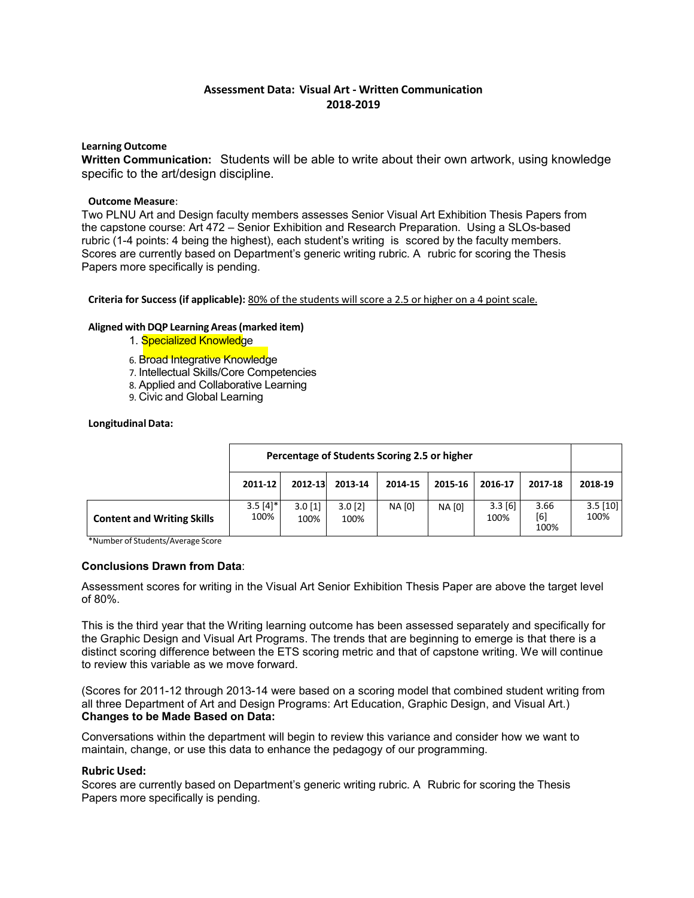**Assessment Data: Visual Art - Written Communication**
**2018-2019**

**Learning Outcome**

**Written Communication:** Students will be able to write about their own artwork, using knowledge specific to the art/design discipline.

**Outcome Measure**:

Two PLNU Art and Design faculty members assesses Senior Visual Art Exhibition Thesis Papers from the capstone course: Art 472 – Senior Exhibition and Research Preparation. Using a SLOs-based rubric (1-4 points: 4 being the highest), each student's writing is scored by the faculty members. Scores are currently based on Department's generic writing rubric. A rubric for scoring the Thesis Papers more specifically is pending.

**Criteria for Success (if applicable):** 80% of the students will score a 2.5 or higher on a 4 point scale.

**Aligned with DQP Learning Areas (marked item)**

1. Specialized Knowledge
6. Broad Integrative Knowledge
7. Intellectual Skills/Core Competencies
8. Applied and Collaborative Learning
9. Civic and Global Learning

**Longitudinal Data:**

| | Percentage of Students Scoring 2.5 or higher | | | | | | | |
|---|---|---|---|---|---|---|---|---|
| | 2011-12 | 2012-13 | 2013-14 | 2014-15 | 2015-16 | 2016-17 | 2017-18 | 2018-19 |
| **Content and Writing Skills** | 3.5 [4]* 100% | 3.0 [1] 100% | 3.0 [2] 100% | NA [0] | NA [0] | 3.3 [6] 100% | 3.66 [6] 100% | 3.5 [10] 100% |

*Number of Students/Average Score

**Conclusions Drawn from Data**:

Assessment scores for writing in the Visual Art Senior Exhibition Thesis Paper are above the target level of 80%.

This is the third year that the Writing learning outcome has been assessed separately and specifically for the Graphic Design and Visual Art Programs. The trends that are beginning to emerge is that there is a distinct scoring difference between the ETS scoring metric and that of capstone writing. We will continue to review this variable as we move forward.

(Scores for 2011-12 through 2013-14 were based on a scoring model that combined student writing from all three Department of Art and Design Programs: Art Education, Graphic Design, and Visual Art.)

**Changes to be Made Based on Data:**

Conversations within the department will begin to review this variance and consider how we want to maintain, change, or use this data to enhance the pedagogy of our programming.

**Rubric Used:**

Scores are currently based on Department's generic writing rubric. A Rubric for scoring the Thesis Papers more specifically is pending.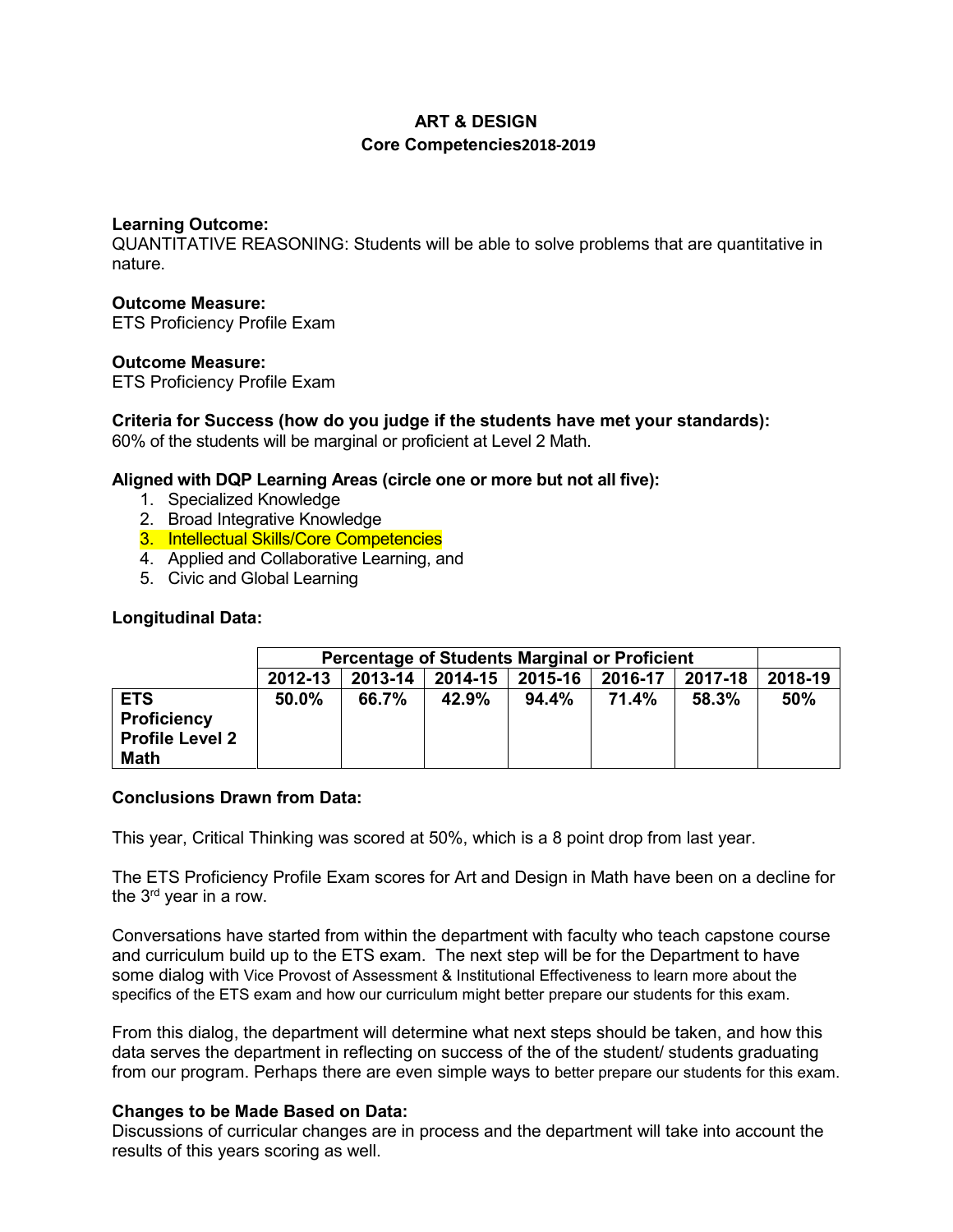**ART & DESIGN**
**Core Competencies2018-2019**

**Learning Outcome:**
QUANTITATIVE REASONING: Students will be able to solve problems that are quantitative in nature.

**Outcome Measure:**
ETS Proficiency Profile Exam

**Outcome Measure:**
ETS Proficiency Profile Exam

**Criteria for Success (how do you judge if the students have met your standards):**
60% of the students will be marginal or proficient at Level 2 Math.

**Aligned with DQP Learning Areas (circle one or more but not all five):**

1. Specialized Knowledge
2. Broad Integrative Knowledge
3. Intellectual Skills/Core Competencies
4. Applied and Collaborative Learning, and
5. Civic and Global Learning

**Longitudinal Data:**

| | Percentage of Students Marginal or Proficient | | | | | | |
|---|---|---|---|---|---|---|---|
| | 2012-13 | 2013-14 | 2014-15 | 2015-16 | 2016-17 | 2017-18 | 2018-19 |
| **ETS Proficiency Profile Level 2 Math** | **50.0%** | **66.7%** | **42.9%** | **94.4%** | **71.4%** | **58.3%** | **50%** |

**Conclusions Drawn from Data:**

This year, Critical Thinking was scored at 50%, which is a 8 point drop from last year.

The ETS Proficiency Profile Exam scores for Art and Design in Math have been on a decline for the 3rd year in a row.

Conversations have started from within the department with faculty who teach capstone course and curriculum build up to the ETS exam. The next step will be for the Department to have some dialog with Vice Provost of Assessment & Institutional Effectiveness to learn more about the specifics of the ETS exam and how our curriculum might better prepare our students for this exam.

From this dialog, the department will determine what next steps should be taken, and how this data serves the department in reflecting on success of the of the student/ students graduating from our program. Perhaps there are even simple ways to better prepare our students for this exam.

**Changes to be Made Based on Data:**
Discussions of curricular changes are in process and the department will take into account the results of this years scoring as well.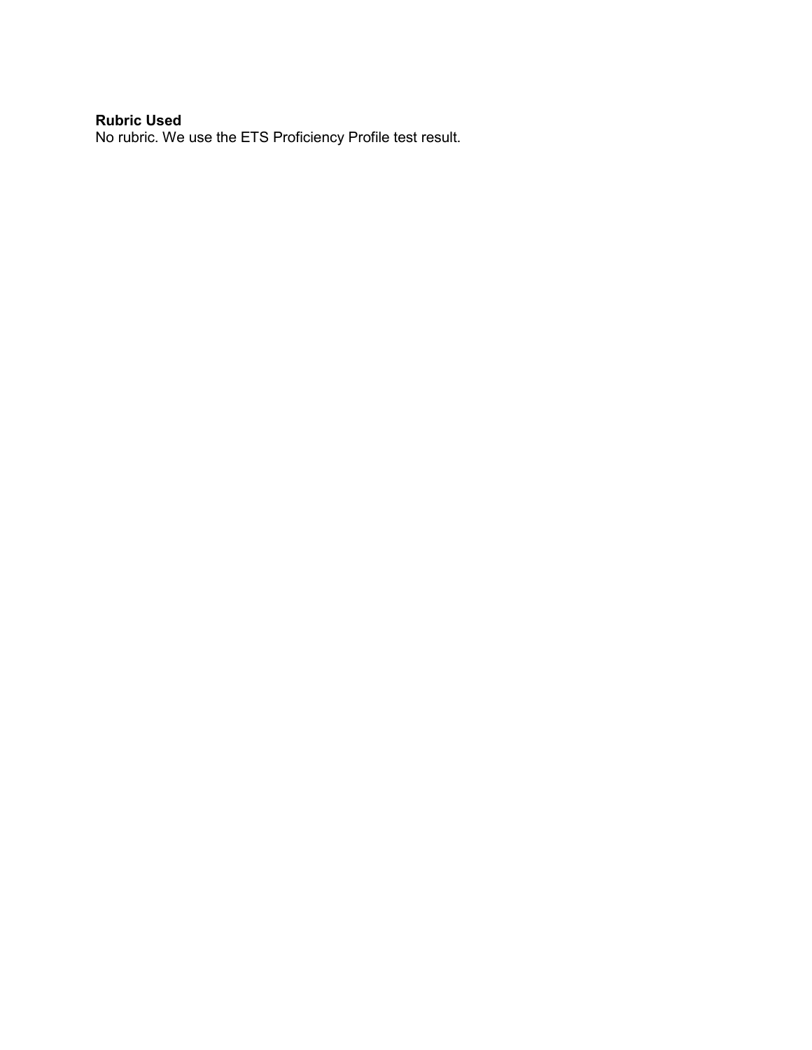**Rubric Used**
No rubric. We use the ETS Proficiency Profile test result.